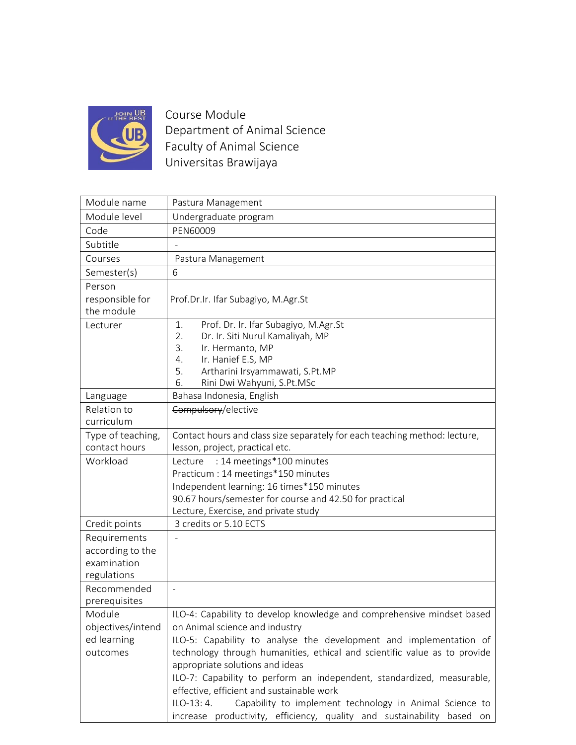Course Module
Department of Animal Science
Faculty of Animal Science
Universitas Brawijaya

| Module name | Pastura Management |
|---|---|
| Module level | Undergraduate program |
| Code | PEN60009 |
| Subtitle | - |
| Courses | Pastura Management |
| Semester(s) | 6 |
| Person responsible for the module | Prof.Dr.Ir. Ifar Subagiyo, M.Agr.St |
| Lecturer | 1. Prof. Dr. Ir. Ifar Subagiyo, M.Agr.St<br>2. Dr. Ir. Siti Nurul Kamaliyah, MP<br>3. Ir. Hermanto, MP<br>4. Ir. Hanief E.S, MP<br>5. Artharini Irsyammawati, S.Pt.MP<br>6. Rini Dwi Wahyuni, S.Pt.MSc |
| Language | Bahasa Indonesia, English |
| Relation to curriculum | ~~Compulsory~~/elective |
| Type of teaching, contact hours | Contact hours and class size separately for each teaching method: lecture, lesson, project, practical etc. |
| Workload | Lecture : 14 meetings*100 minutes<br>Practicum : 14 meetings*150 minutes<br>Independent learning: 16 times*150 minutes<br>90.67 hours/semester for course and 42.50 for practical<br>Lecture, Exercise, and private study |
| Credit points | 3 credits or 5.10 ECTS |
| Requirements according to the examination regulations | - |
| Recommended prerequisites | - |
| Module objectives/intended learning outcomes | ILO-4: Capability to develop knowledge and comprehensive mindset based on Animal science and industry<br>ILO-5: Capability to analyse the development and implementation of technology through humanities, ethical and scientific value as to provide appropriate solutions and ideas<br>ILO-7: Capability to perform an independent, standardized, measurable, effective, efficient and sustainable work<br>ILO-13: 4. Capability to implement technology in Animal Science to increase productivity, efficiency, quality and sustainability based on |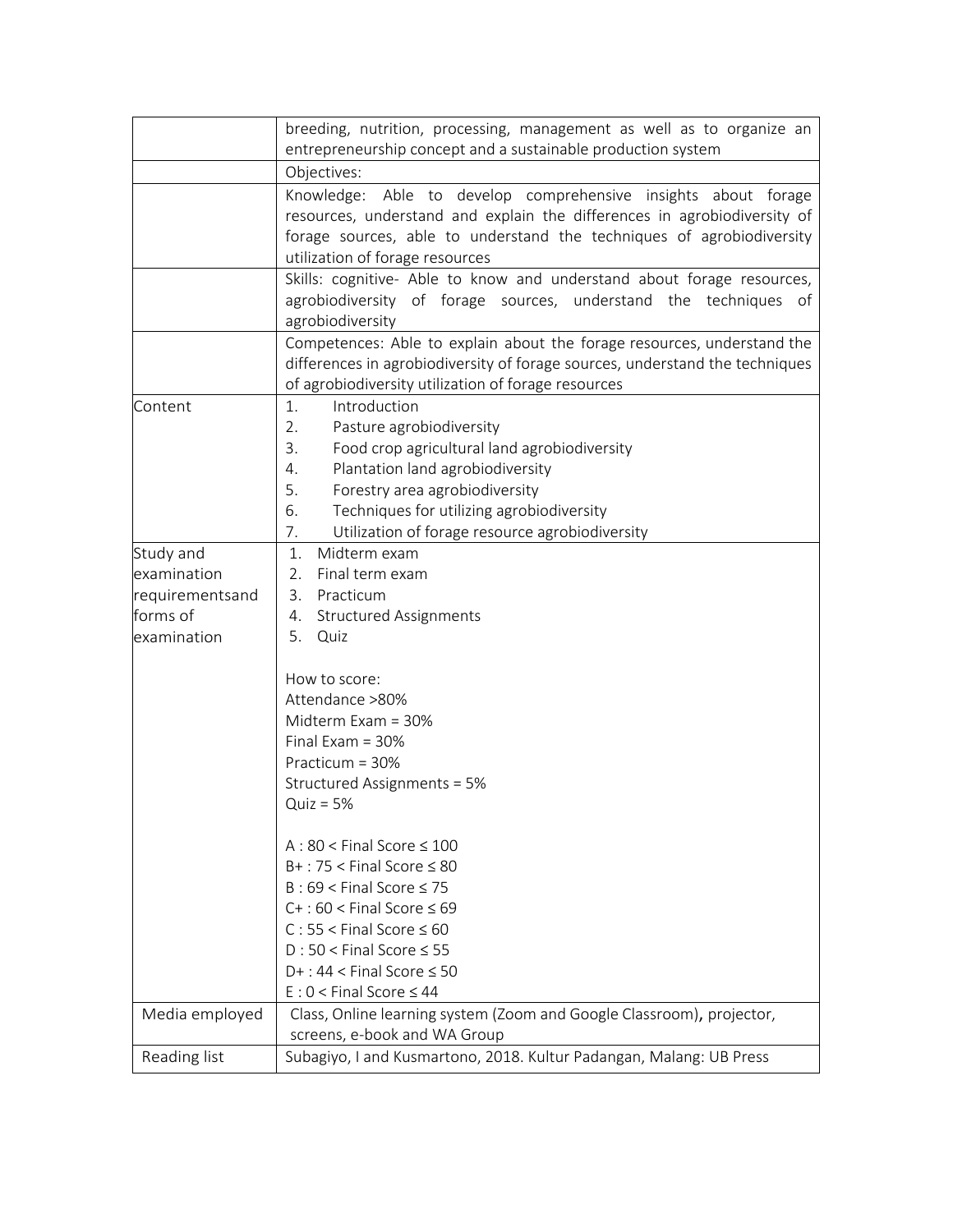| | |
|---|---|
| | breeding, nutrition, processing, management as well as to organize an entrepreneurship concept and a sustainable production system |
| | Objectives: |
| | Knowledge: Able to develop comprehensive insights about forage resources, understand and explain the differences in agrobiodiversity of forage sources, able to understand the techniques of agrobiodiversity utilization of forage resources |
| | Skills: cognitive- Able to know and understand about forage resources, agrobiodiversity of forage sources, understand the techniques of agrobiodiversity |
| | Competences: Able to explain about the forage resources, understand the differences in agrobiodiversity of forage sources, understand the techniques of agrobiodiversity utilization of forage resources |
| Content | 1. Introduction<br>2. Pasture agrobiodiversity<br>3. Food crop agricultural land agrobiodiversity<br>4. Plantation land agrobiodiversity<br>5. Forestry area agrobiodiversity<br>6. Techniques for utilizing agrobiodiversity<br>7. Utilization of forage resource agrobiodiversity |
| Study and examination requirementsand forms of examination | 1. Midterm exam<br>2. Final term exam<br>3. Practicum<br>4. Structured Assignments<br>5. Quiz<br><br>How to score:<br>Attendance >80%<br>Midterm Exam = 30%<br>Final Exam = 30%<br>Practicum = 30%<br>Structured Assignments = 5%<br>Quiz = 5%<br><br>A : 80 < Final Score ≤ 100<br>B+ : 75 < Final Score ≤ 80<br>B : 69 < Final Score ≤ 75<br>C+ : 60 < Final Score ≤ 69<br>C : 55 < Final Score ≤ 60<br>D : 50 < Final Score ≤ 55<br>D+ : 44 < Final Score ≤ 50<br>E : 0 < Final Score ≤ 44 |
| Media employed | Class, Online learning system (Zoom and Google Classroom), projector, screens, e-book and WA Group |
| Reading list | Subagiyo, I and Kusmartono, 2018. Kultur Padangan, Malang: UB Press |